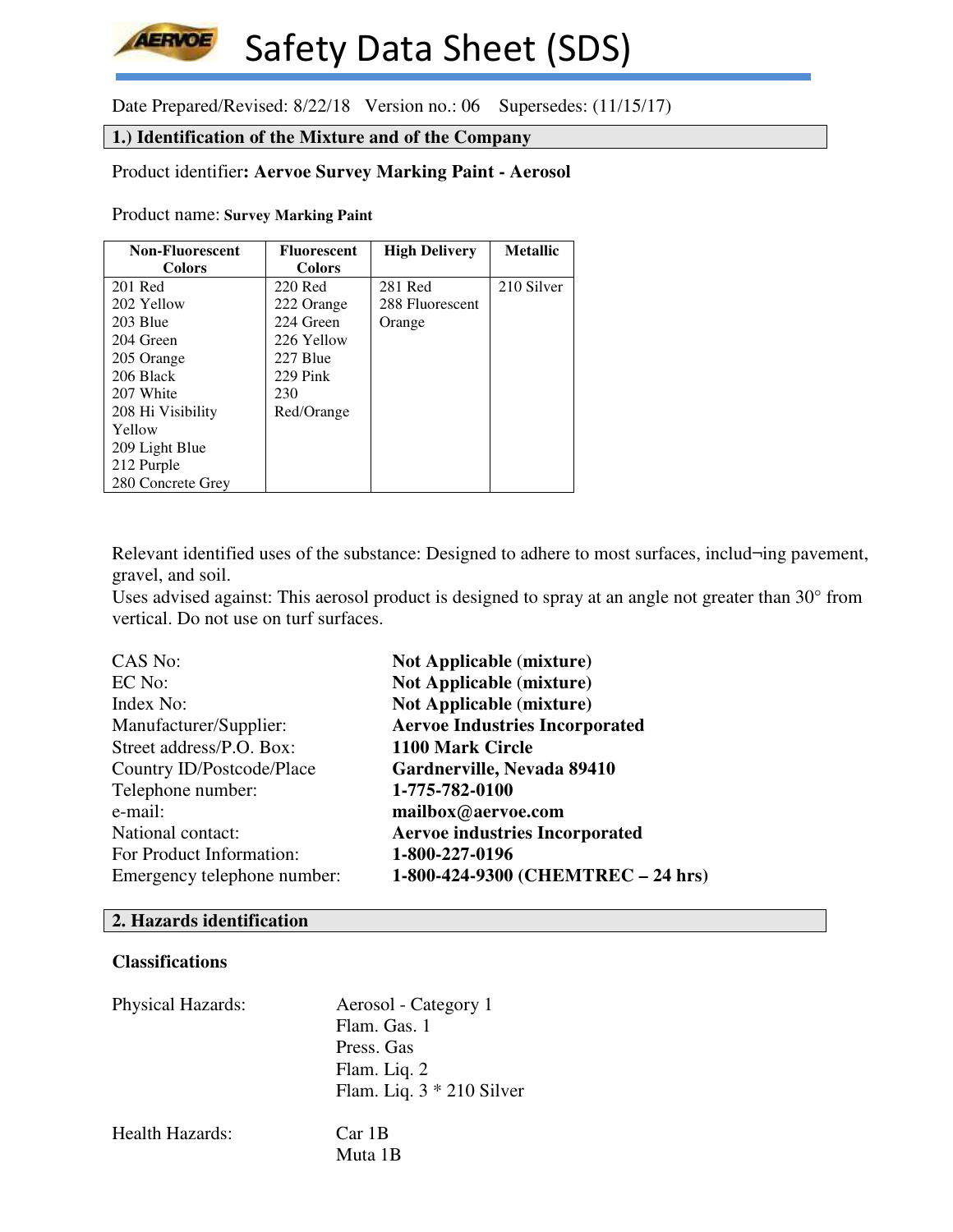# Safety Data Sheet (SDS)

Date Prepared/Revised: 8/22/18 Version no.: 06 Supersedes: (11/15/17)

## 1.) Identification of the Mixture and of the Company

Product identifier**: Aervoe Survey Marking Paint - Aerosol**

Product name: **Survey Marking Paint**

| Non-Fluorescent Colors | Fluorescent Colors | High Delivery | Metallic |
|---|---|---|---|
| 201 Red<br>202 Yellow<br>203 Blue<br>204 Green<br>205 Orange<br>206 Black<br>207 White<br>208 Hi Visibility Yellow<br>209 Light Blue<br>212 Purple<br>280 Concrete Grey | 220 Red<br>222 Orange<br>224 Green<br>226 Yellow<br>227 Blue<br>229 Pink<br>230 Red/Orange | 281 Red<br>288 Fluorescent Orange | 210 Silver |

Relevant identified uses of the substance: Designed to adhere to most surfaces, includ¬ing pavement, gravel, and soil.
Uses advised against: This aerosol product is designed to spray at an angle not greater than 30° from vertical. Do not use on turf surfaces.

| | |
|---|---|
| CAS No: | **Not Applicable (mixture)** |
| EC No: | **Not Applicable (mixture)** |
| Index No: | **Not Applicable (mixture)** |
| Manufacturer/Supplier: | **Aervoe Industries Incorporated** |
| Street address/P.O. Box: | **1100 Mark Circle** |
| Country ID/Postcode/Place | **Gardnerville, Nevada 89410** |
| Telephone number: | **1-775-782-0100** |
| e-mail: | **mailbox@aervoe.com** |
| National contact: | **Aervoe industries Incorporated** |
| For Product Information: | **1-800-227-0196** |
| Emergency telephone number: | **1-800-424-9300 (CHEMTREC – 24 hrs)** |

## 2. Hazards identification

**Classifications**

Physical Hazards:
- Aerosol - Category 1
- Flam. Gas. 1
- Press. Gas
- Flam. Liq. 2
- Flam. Liq. 3 * 210 Silver

Health Hazards:
- Car 1B
- Muta 1B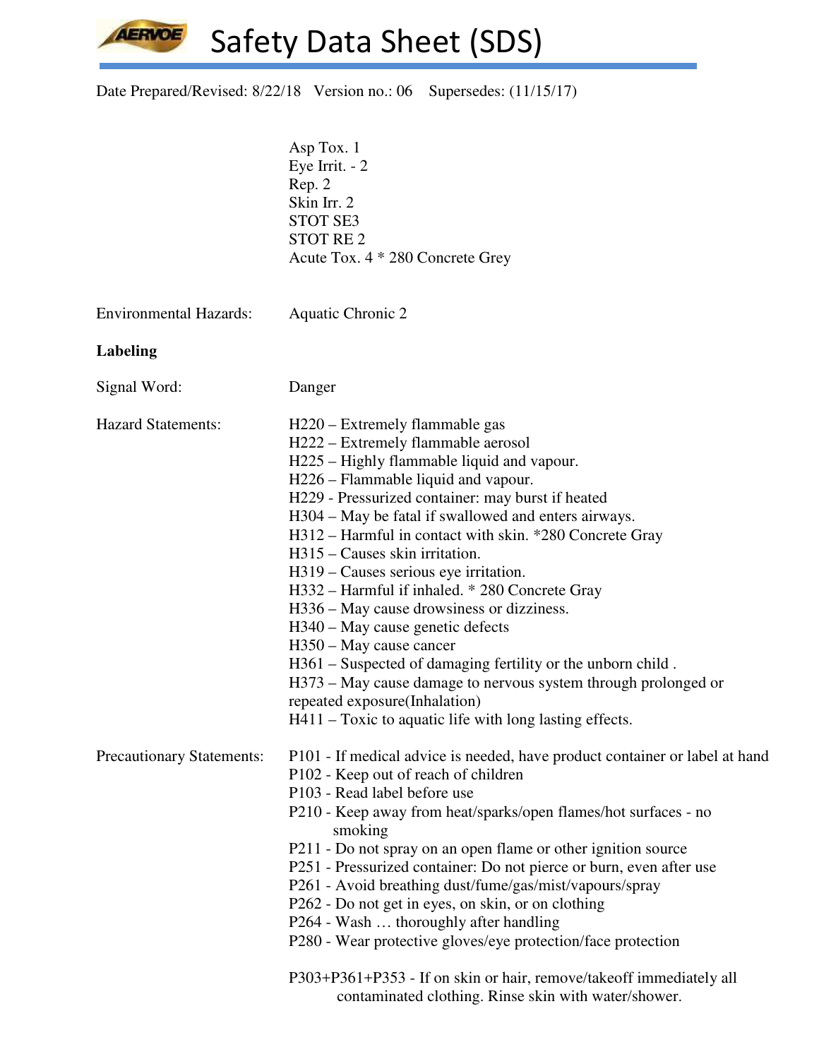Date Prepared/Revised: 8/22/18 Version no.: 06 Supersedes: (11/15/17)

Asp Tox. 1
Eye Irrit. - 2
Rep. 2
Skin Irr. 2
STOT SE3
STOT RE 2
Acute Tox. 4 * 280 Concrete Grey

Environmental Hazards: Aquatic Chronic 2

**Labeling**

Signal Word: Danger

Hazard Statements:

H220 – Extremely flammable gas
H222 – Extremely flammable aerosol
H225 – Highly flammable liquid and vapour.
H226 – Flammable liquid and vapour.
H229 - Pressurized container: may burst if heated
H304 – May be fatal if swallowed and enters airways.
H312 – Harmful in contact with skin. *280 Concrete Gray
H315 – Causes skin irritation.
H319 – Causes serious eye irritation.
H332 – Harmful if inhaled. * 280 Concrete Gray
H336 – May cause drowsiness or dizziness.
H340 – May cause genetic defects
H350 – May cause cancer
H361 – Suspected of damaging fertility or the unborn child .
H373 – May cause damage to nervous system through prolonged or repeated exposure(Inhalation)
H411 – Toxic to aquatic life with long lasting effects.

Precautionary Statements:

P101 - If medical advice is needed, have product container or label at hand
P102 - Keep out of reach of children
P103 - Read label before use
P210 - Keep away from heat/sparks/open flames/hot surfaces - no smoking
P211 - Do not spray on an open flame or other ignition source
P251 - Pressurized container: Do not pierce or burn, even after use
P261 - Avoid breathing dust/fume/gas/mist/vapours/spray
P262 - Do not get in eyes, on skin, or on clothing
P264 - Wash … thoroughly after handling
P280 - Wear protective gloves/eye protection/face protection

P303+P361+P353 - If on skin or hair, remove/takeoff immediately all contaminated clothing. Rinse skin with water/shower.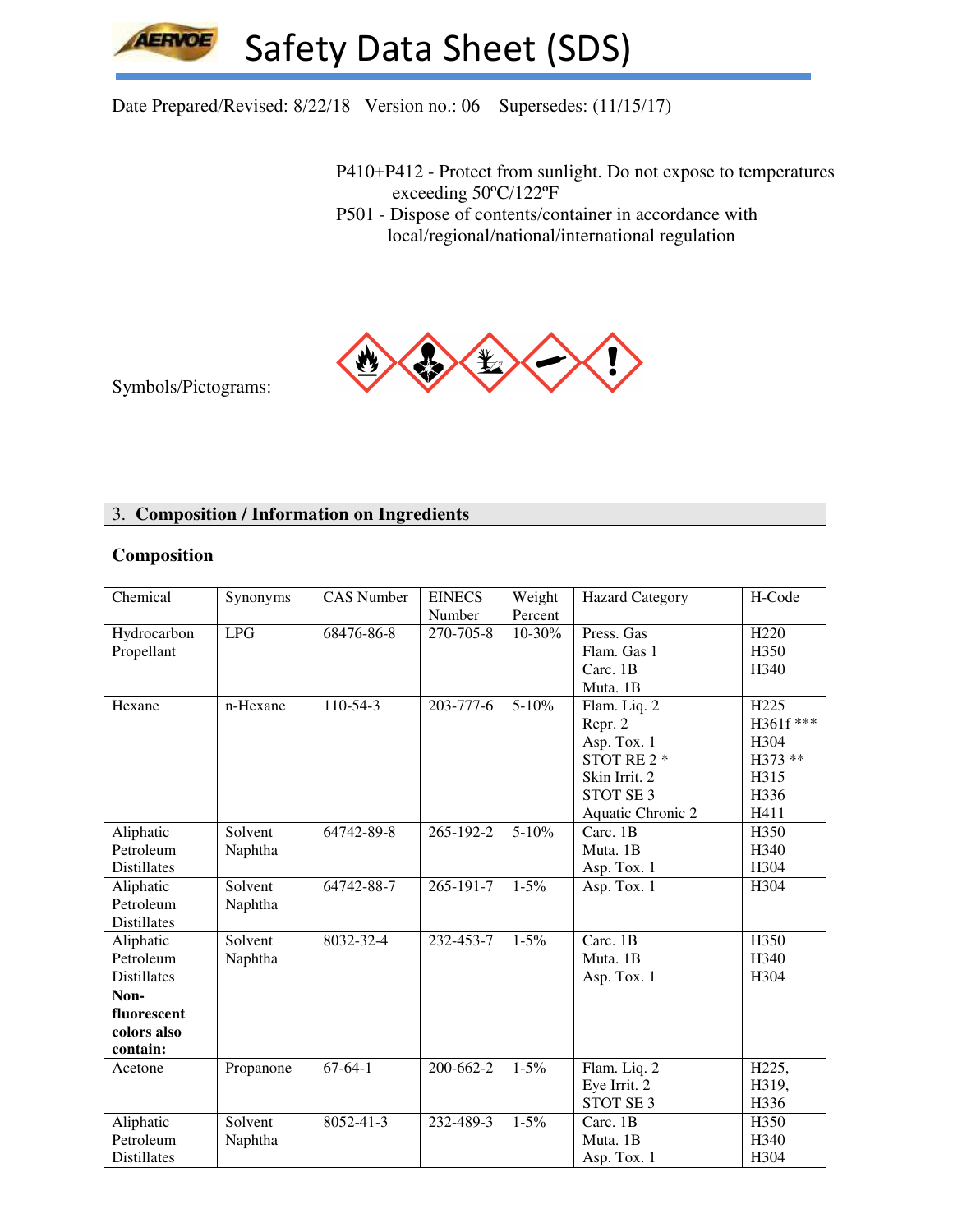Date Prepared/Revised: 8/22/18 Version no.: 06 Supersedes: (11/15/17)

P410+P412 - Protect from sunlight. Do not expose to temperatures exceeding 50ºC/122ºF

P501 - Dispose of contents/container in accordance with local/regional/national/international regulation

Symbols/Pictograms:

## 3. Composition / Information on Ingredients

### Composition

| Chemical | Synonyms | CAS Number | EINECS Number | Weight Percent | Hazard Category | H-Code |
|---|---|---|---|---|---|---|
| Hydrocarbon Propellant | LPG | 68476-86-8 | 270-705-8 | 10-30% | Press. Gas<br>Flam. Gas 1<br>Carc. 1B<br>Muta. 1B | H220<br>H350<br>H340 |
| Hexane | n-Hexane | 110-54-3 | 203-777-6 | 5-10% | Flam. Liq. 2<br>Repr. 2<br>Asp. Tox. 1<br>STOT RE 2 *<br>Skin Irrit. 2<br>STOT SE 3<br>Aquatic Chronic 2 | H225<br>H361f ***<br>H304<br>H373 **<br>H315<br>H336<br>H411 |
| Aliphatic Petroleum Distillates | Solvent Naphtha | 64742-89-8 | 265-192-2 | 5-10% | Carc. 1B<br>Muta. 1B<br>Asp. Tox. 1 | H350<br>H340<br>H304 |
| Aliphatic Petroleum Distillates | Solvent Naphtha | 64742-88-7 | 265-191-7 | 1-5% | Asp. Tox. 1 | H304 |
| Aliphatic Petroleum Distillates | Solvent Naphtha | 8032-32-4 | 232-453-7 | 1-5% | Carc. 1B<br>Muta. 1B<br>Asp. Tox. 1 | H350<br>H340<br>H304 |
| **Non-fluorescent colors also contain:** | | | | | | |
| Acetone | Propanone | 67-64-1 | 200-662-2 | 1-5% | Flam. Liq. 2<br>Eye Irrit. 2<br>STOT SE 3 | H225,<br>H319,<br>H336 |
| Aliphatic Petroleum Distillates | Solvent Naphtha | 8052-41-3 | 232-489-3 | 1-5% | Carc. 1B<br>Muta. 1B<br>Asp. Tox. 1 | H350<br>H340<br>H304 |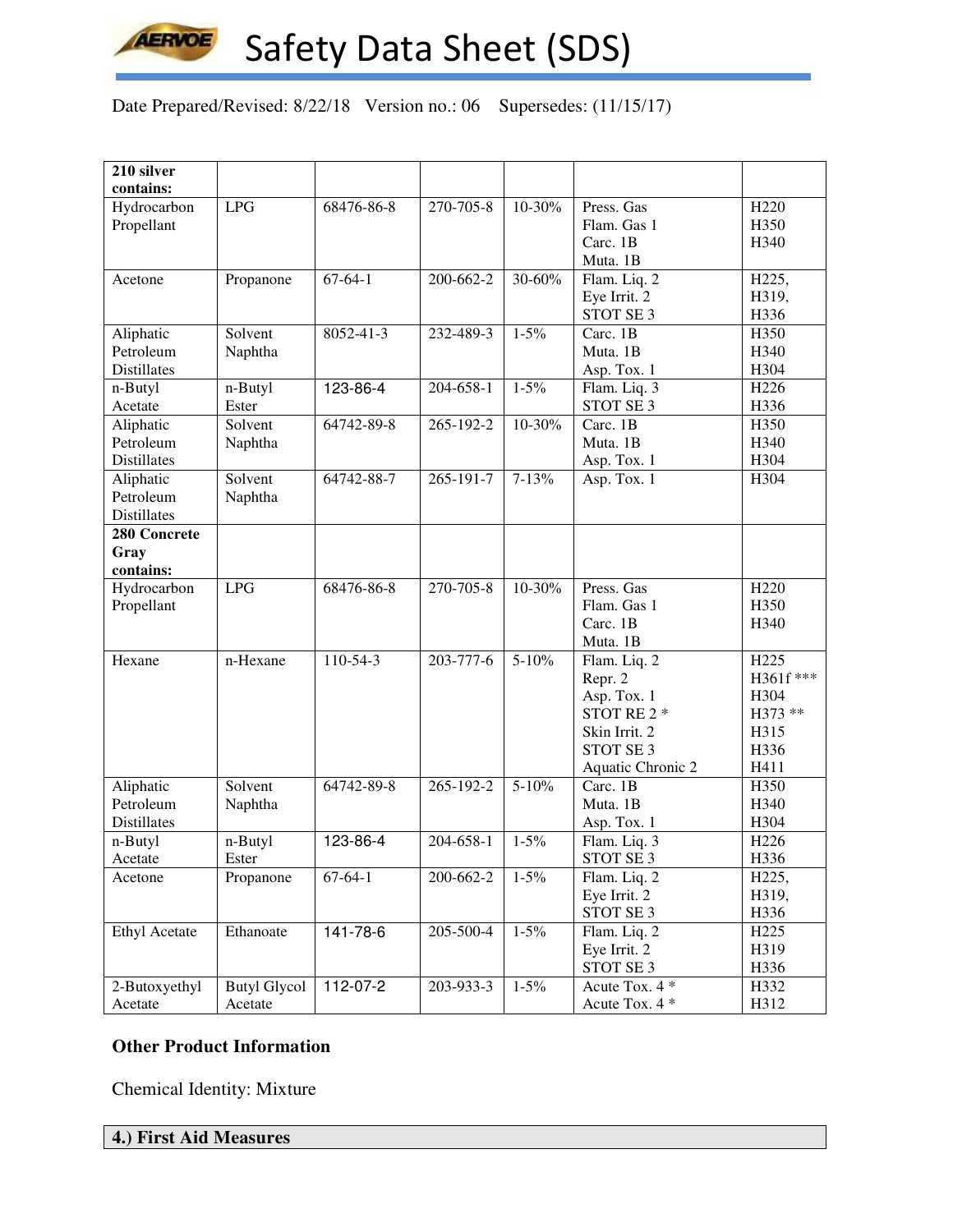# Safety Data Sheet (SDS)

Date Prepared/Revised: 8/22/18 Version no.: 06 Supersedes: (11/15/17)

| | | | | | | |
|---|---|---|---|---|---|---|
| **210 silver contains:** | | | | | | |
| Hydrocarbon Propellant | LPG | 68476-86-8 | 270-705-8 | 10-30% | Press. Gas<br>Flam. Gas 1<br>Carc. 1B<br>Muta. 1B | H220<br>H350<br>H340 |
| Acetone | Propanone | 67-64-1 | 200-662-2 | 30-60% | Flam. Liq. 2<br>Eye Irrit. 2<br>STOT SE 3 | H225,<br>H319,<br>H336 |
| Aliphatic Petroleum Distillates | Solvent Naphtha | 8052-41-3 | 232-489-3 | 1-5% | Carc. 1B<br>Muta. 1B<br>Asp. Tox. 1 | H350<br>H340<br>H304 |
| n-Butyl Acetate | n-Butyl Ester | 123-86-4 | 204-658-1 | 1-5% | Flam. Liq. 3<br>STOT SE 3 | H226<br>H336 |
| Aliphatic Petroleum Distillates | Solvent Naphtha | 64742-89-8 | 265-192-2 | 10-30% | Carc. 1B<br>Muta. 1B<br>Asp. Tox. 1 | H350<br>H340<br>H304 |
| Aliphatic Petroleum Distillates | Solvent Naphtha | 64742-88-7 | 265-191-7 | 7-13% | Asp. Tox. 1 | H304 |
| **280 Concrete Gray contains:** | | | | | | |
| Hydrocarbon Propellant | LPG | 68476-86-8 | 270-705-8 | 10-30% | Press. Gas<br>Flam. Gas 1<br>Carc. 1B<br>Muta. 1B | H220<br>H350<br>H340 |
| Hexane | n-Hexane | 110-54-3 | 203-777-6 | 5-10% | Flam. Liq. 2<br>Repr. 2<br>Asp. Tox. 1<br>STOT RE 2 *<br>Skin Irrit. 2<br>STOT SE 3<br>Aquatic Chronic 2 | H225<br>H361f ***<br>H304<br>H373 **<br>H315<br>H336<br>H411 |
| Aliphatic Petroleum Distillates | Solvent Naphtha | 64742-89-8 | 265-192-2 | 5-10% | Carc. 1B<br>Muta. 1B<br>Asp. Tox. 1 | H350<br>H340<br>H304 |
| n-Butyl Acetate | n-Butyl Ester | 123-86-4 | 204-658-1 | 1-5% | Flam. Liq. 3<br>STOT SE 3 | H226<br>H336 |
| Acetone | Propanone | 67-64-1 | 200-662-2 | 1-5% | Flam. Liq. 2<br>Eye Irrit. 2<br>STOT SE 3 | H225,<br>H319,<br>H336 |
| Ethyl Acetate | Ethanoate | 141-78-6 | 205-500-4 | 1-5% | Flam. Liq. 2<br>Eye Irrit. 2<br>STOT SE 3 | H225<br>H319<br>H336 |
| 2-Butoxyethyl Acetate | Butyl Glycol Acetate | 112-07-2 | 203-933-3 | 1-5% | Acute Tox. 4 *<br>Acute Tox. 4 * | H332<br>H312 |

**Other Product Information**

Chemical Identity: Mixture

## 4.) First Aid Measures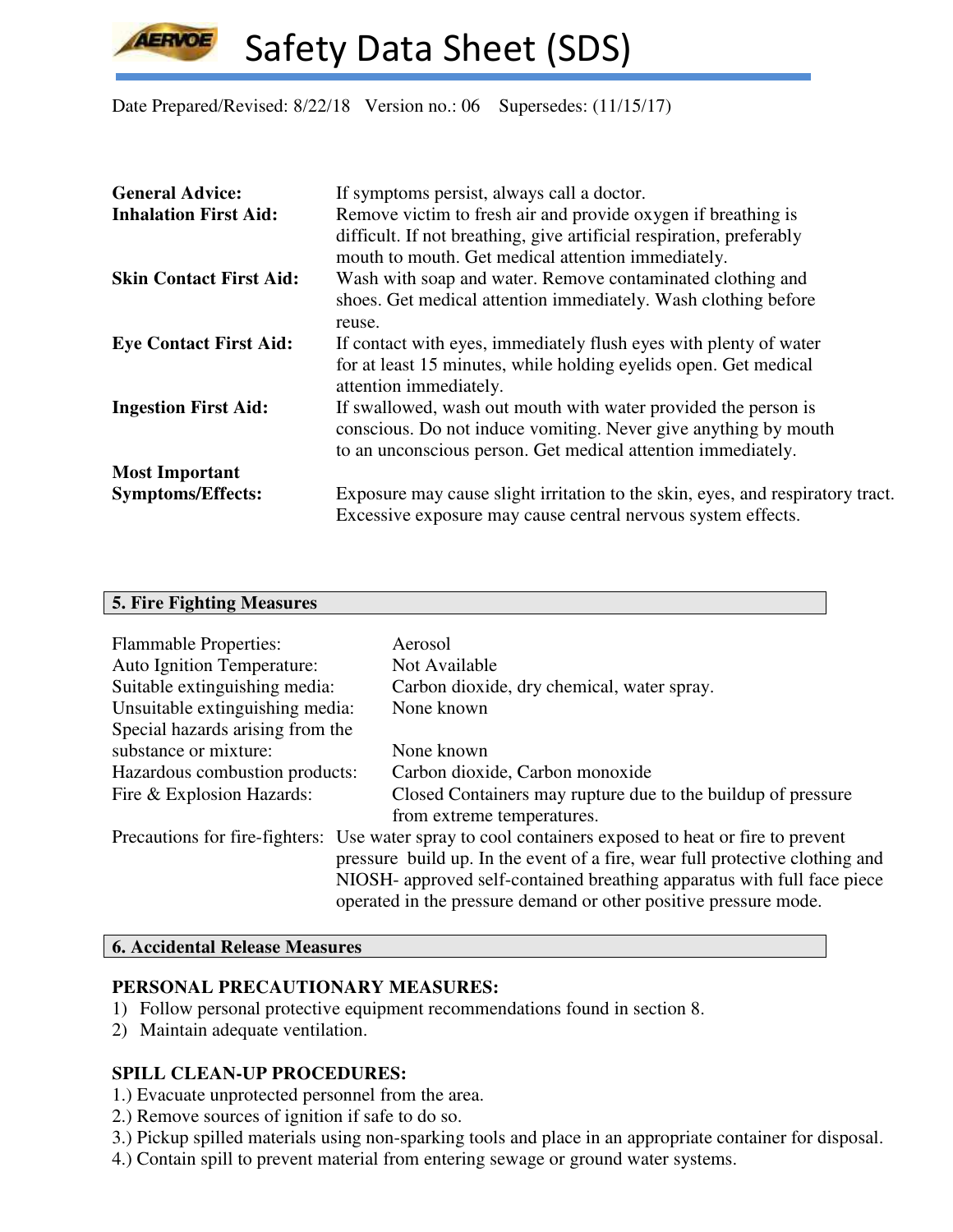# Safety Data Sheet (SDS)

Date Prepared/Revised: 8/22/18 Version no.: 06 Supersedes: (11/15/17)

**General Advice:** If symptoms persist, always call a doctor.

**Inhalation First Aid:** Remove victim to fresh air and provide oxygen if breathing is difficult. If not breathing, give artificial respiration, preferably mouth to mouth. Get medical attention immediately.

**Skin Contact First Aid:** Wash with soap and water. Remove contaminated clothing and shoes. Get medical attention immediately. Wash clothing before reuse.

**Eye Contact First Aid:** If contact with eyes, immediately flush eyes with plenty of water for at least 15 minutes, while holding eyelids open. Get medical attention immediately.

**Ingestion First Aid:** If swallowed, wash out mouth with water provided the person is conscious. Do not induce vomiting. Never give anything by mouth to an unconscious person. Get medical attention immediately.

**Most Important Symptoms/Effects:** Exposure may cause slight irritation to the skin, eyes, and respiratory tract. Excessive exposure may cause central nervous system effects.

## 5. Fire Fighting Measures

Flammable Properties: Aerosol

Auto Ignition Temperature: Not Available

Suitable extinguishing media: Carbon dioxide, dry chemical, water spray.

Unsuitable extinguishing media: None known

Special hazards arising from the substance or mixture: None known

Hazardous combustion products: Carbon dioxide, Carbon monoxide

Fire & Explosion Hazards: Closed Containers may rupture due to the buildup of pressure from extreme temperatures.

Precautions for fire-fighters: Use water spray to cool containers exposed to heat or fire to prevent pressure build up. In the event of a fire, wear full protective clothing and NIOSH- approved self-contained breathing apparatus with full face piece operated in the pressure demand or other positive pressure mode.

## 6. Accidental Release Measures

**PERSONAL PRECAUTIONARY MEASURES:**

1) Follow personal protective equipment recommendations found in section 8.
2) Maintain adequate ventilation.

**SPILL CLEAN-UP PROCEDURES:**

1.) Evacuate unprotected personnel from the area.
2.) Remove sources of ignition if safe to do so.
3.) Pickup spilled materials using non-sparking tools and place in an appropriate container for disposal.
4.) Contain spill to prevent material from entering sewage or ground water systems.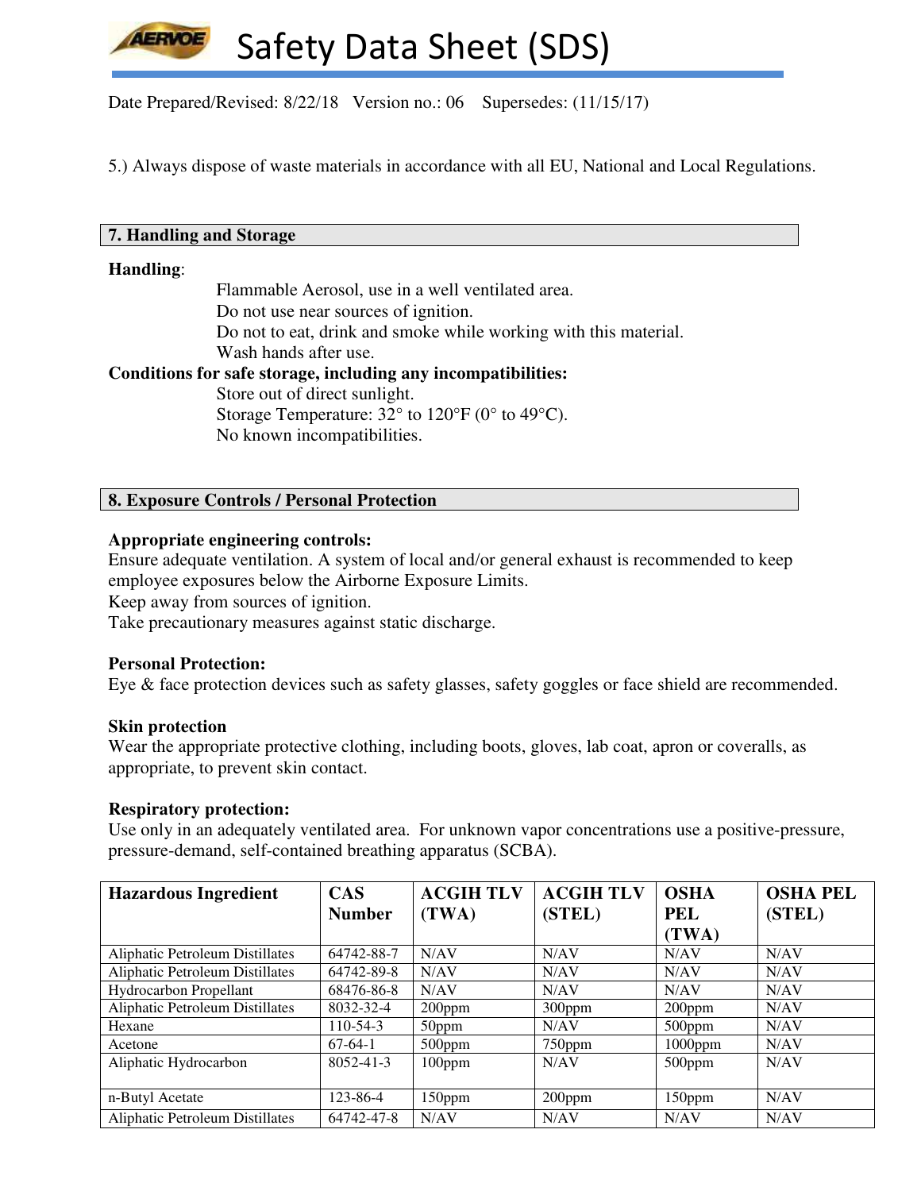5.) Always dispose of waste materials in accordance with all EU, National and Local Regulations.

## 7. Handling and Storage

**Handling**:

Flammable Aerosol, use in a well ventilated area.
Do not use near sources of ignition.
Do not to eat, drink and smoke while working with this material.
Wash hands after use.

**Conditions for safe storage, including any incompatibilities:**

Store out of direct sunlight.
Storage Temperature: 32° to 120°F (0° to 49°C).
No known incompatibilities.

## 8. Exposure Controls / Personal Protection

**Appropriate engineering controls:**

Ensure adequate ventilation. A system of local and/or general exhaust is recommended to keep employee exposures below the Airborne Exposure Limits.
Keep away from sources of ignition.
Take precautionary measures against static discharge.

**Personal Protection:**

Eye & face protection devices such as safety glasses, safety goggles or face shield are recommended.

**Skin protection**

Wear the appropriate protective clothing, including boots, gloves, lab coat, apron or coveralls, as appropriate, to prevent skin contact.

**Respiratory protection:**

Use only in an adequately ventilated area. For unknown vapor concentrations use a positive-pressure, pressure-demand, self-contained breathing apparatus (SCBA).

| Hazardous Ingredient | CAS Number | ACGIH TLV (TWA) | ACGIH TLV (STEL) | OSHA PEL (TWA) | OSHA PEL (STEL) |
|---|---|---|---|---|---|
| Aliphatic Petroleum Distillates | 64742-88-7 | N/AV | N/AV | N/AV | N/AV |
| Aliphatic Petroleum Distillates | 64742-89-8 | N/AV | N/AV | N/AV | N/AV |
| Hydrocarbon Propellant | 68476-86-8 | N/AV | N/AV | N/AV | N/AV |
| Aliphatic Petroleum Distillates | 8032-32-4 | 200ppm | 300ppm | 200ppm | N/AV |
| Hexane | 110-54-3 | 50ppm | N/AV | 500ppm | N/AV |
| Acetone | 67-64-1 | 500ppm | 750ppm | 1000ppm | N/AV |
| Aliphatic Hydrocarbon | 8052-41-3 | 100ppm | N/AV | 500ppm | N/AV |
| n-Butyl Acetate | 123-86-4 | 150ppm | 200ppm | 150ppm | N/AV |
| Aliphatic Petroleum Distillates | 64742-47-8 | N/AV | N/AV | N/AV | N/AV |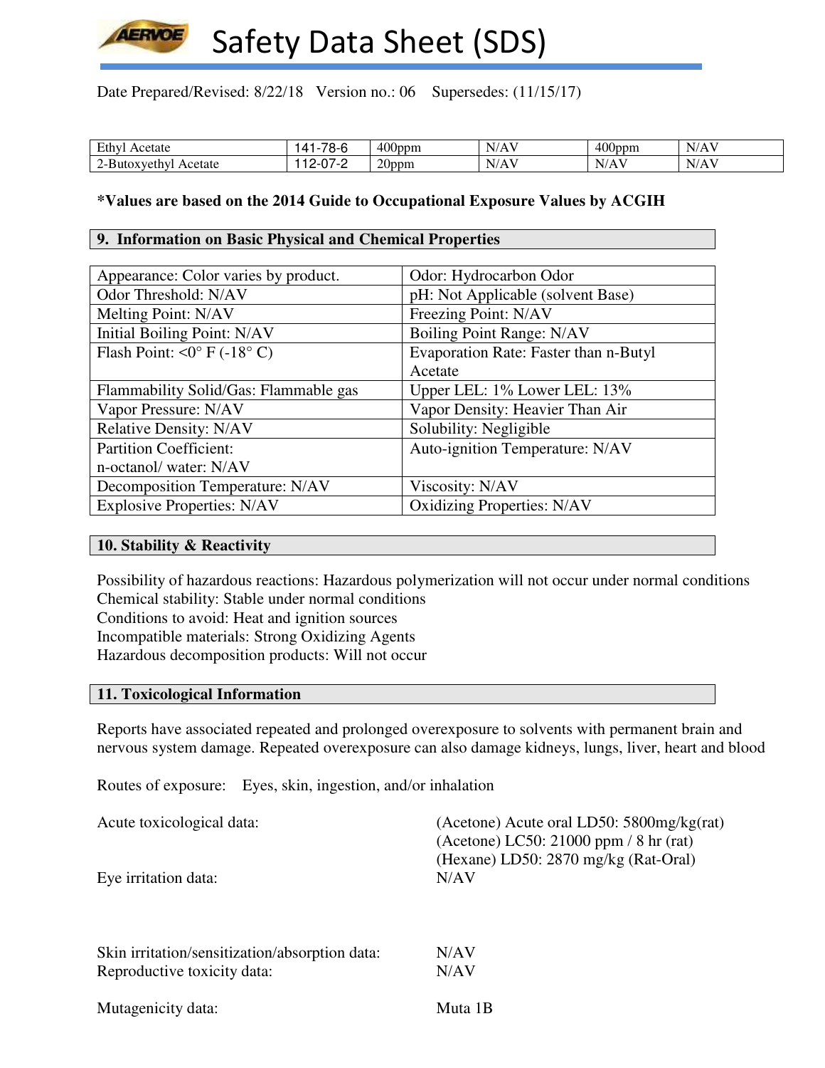Date Prepared/Revised: 8/22/18 Version no.: 06 Supersedes: (11/15/17)

| | | | | | |
|---|---|---|---|---|---|
| Ethyl Acetate | 141-78-6 | 400ppm | N/AV | 400ppm | N/AV |
| 2-Butoxyethyl Acetate | 112-07-2 | 20ppm | N/AV | N/AV | N/AV |

**\*Values are based on the 2014 Guide to Occupational Exposure Values by ACGIH**

## 9. Information on Basic Physical and Chemical Properties

| | |
|---|---|
| Appearance: Color varies by product. | Odor: Hydrocarbon Odor |
| Odor Threshold: N/AV | pH: Not Applicable (solvent Base) |
| Melting Point: N/AV | Freezing Point: N/AV |
| Initial Boiling Point: N/AV | Boiling Point Range: N/AV |
| Flash Point: <0° F (-18° C) | Evaporation Rate: Faster than n-Butyl Acetate |
| Flammability Solid/Gas: Flammable gas | Upper LEL: 1% Lower LEL: 13% |
| Vapor Pressure: N/AV | Vapor Density: Heavier Than Air |
| Relative Density: N/AV | Solubility: Negligible |
| Partition Coefficient: n-octanol/ water: N/AV | Auto-ignition Temperature: N/AV |
| Decomposition Temperature: N/AV | Viscosity: N/AV |
| Explosive Properties: N/AV | Oxidizing Properties: N/AV |

## 10. Stability & Reactivity

Possibility of hazardous reactions: Hazardous polymerization will not occur under normal conditions
Chemical stability: Stable under normal conditions
Conditions to avoid: Heat and ignition sources
Incompatible materials: Strong Oxidizing Agents
Hazardous decomposition products: Will not occur

## 11. Toxicological Information

Reports have associated repeated and prolonged overexposure to solvents with permanent brain and nervous system damage. Repeated overexposure can also damage kidneys, lungs, liver, heart and blood

Routes of exposure: Eyes, skin, ingestion, and/or inhalation

Acute toxicological data: (Acetone) Acute oral LD50: 5800mg/kg(rat)
(Acetone) LC50: 21000 ppm / 8 hr (rat)
(Hexane) LD50: 2870 mg/kg (Rat-Oral)

Eye irritation data: N/AV

Skin irritation/sensitization/absorption data: N/AV

Reproductive toxicity data: N/AV

Mutagenicity data: Muta 1B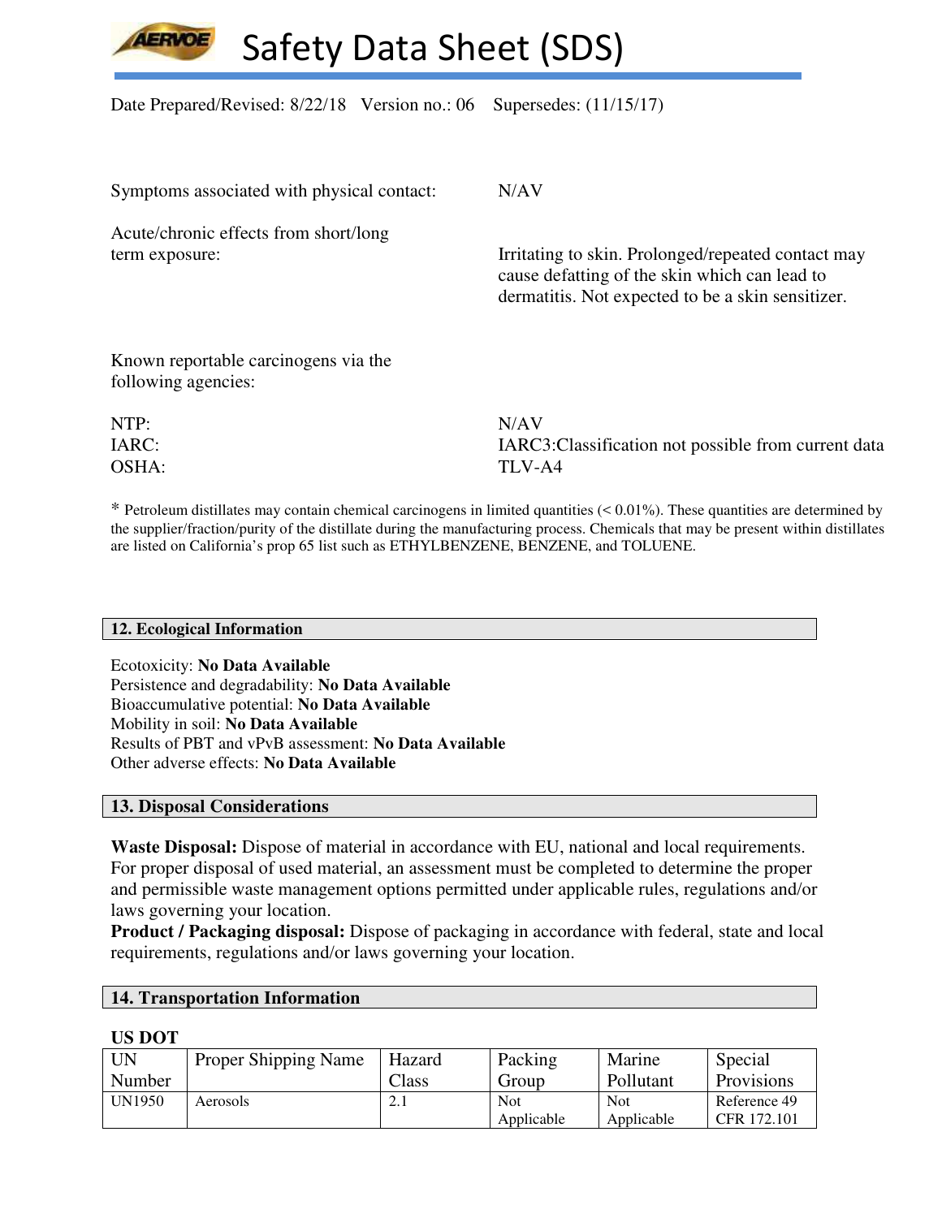Symptoms associated with physical contact: N/AV

Acute/chronic effects from short/long term exposure: Irritating to skin. Prolonged/repeated contact may cause defatting of the skin which can lead to dermatitis. Not expected to be a skin sensitizer.

Known reportable carcinogens via the following agencies:

NTP: N/AV
IARC: IARC3:Classification not possible from current data
OSHA: TLV-A4

* Petroleum distillates may contain chemical carcinogens in limited quantities (< 0.01%). These quantities are determined by the supplier/fraction/purity of the distillate during the manufacturing process. Chemicals that may be present within distillates are listed on California's prop 65 list such as ETHYLBENZENE, BENZENE, and TOLUENE.

## 12. Ecological Information

Ecotoxicity: **No Data Available**
Persistence and degradability: **No Data Available**
Bioaccumulative potential: **No Data Available**
Mobility in soil: **No Data Available**
Results of PBT and vPvB assessment: **No Data Available**
Other adverse effects: **No Data Available**

## 13. Disposal Considerations

**Waste Disposal:** Dispose of material in accordance with EU, national and local requirements. For proper disposal of used material, an assessment must be completed to determine the proper and permissible waste management options permitted under applicable rules, regulations and/or laws governing your location.
**Product / Packaging disposal:** Dispose of packaging in accordance with federal, state and local requirements, regulations and/or laws governing your location.

## 14. Transportation Information

**US DOT**

| UN Number | Proper Shipping Name | Hazard Class | Packing Group | Marine Pollutant | Special Provisions |
|---|---|---|---|---|---|
| UN1950 | Aerosols | 2.1 | Not Applicable | Not Applicable | Reference 49 CFR 172.101 |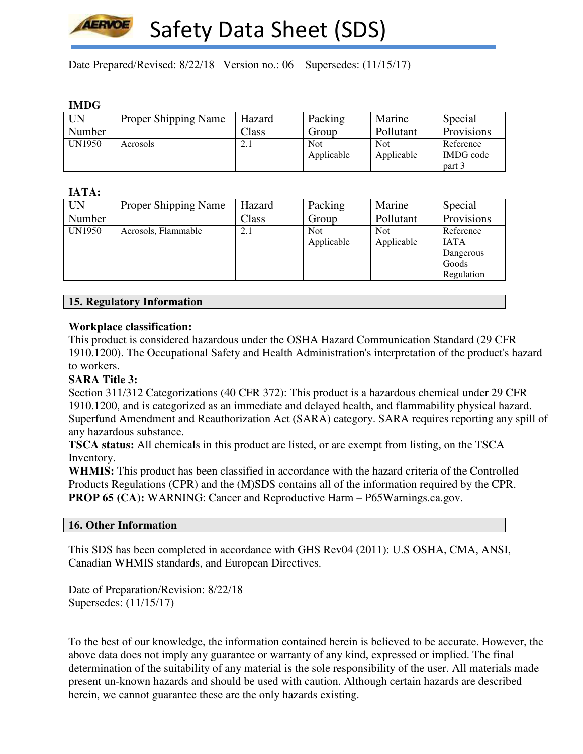Date Prepared/Revised: 8/22/18 Version no.: 06 Supersedes: (11/15/17)

**IMDG**

| UN Number | Proper Shipping Name | Hazard Class | Packing Group | Marine Pollutant | Special Provisions |
|---|---|---|---|---|---|
| UN1950 | Aerosols | 2.1 | Not Applicable | Not Applicable | Reference IMDG code part 3 |

**IATA:**

| UN Number | Proper Shipping Name | Hazard Class | Packing Group | Marine Pollutant | Special Provisions |
|---|---|---|---|---|---|
| UN1950 | Aerosols, Flammable | 2.1 | Not Applicable | Not Applicable | Reference IATA Dangerous Goods Regulation |

## 15. Regulatory Information

**Workplace classification:**
This product is considered hazardous under the OSHA Hazard Communication Standard (29 CFR 1910.1200). The Occupational Safety and Health Administration's interpretation of the product's hazard to workers.

**SARA Title 3:**
Section 311/312 Categorizations (40 CFR 372): This product is a hazardous chemical under 29 CFR 1910.1200, and is categorized as an immediate and delayed health, and flammability physical hazard. Superfund Amendment and Reauthorization Act (SARA) category. SARA requires reporting any spill of any hazardous substance.

**TSCA status:** All chemicals in this product are listed, or are exempt from listing, on the TSCA Inventory.

**WHMIS:** This product has been classified in accordance with the hazard criteria of the Controlled Products Regulations (CPR) and the (M)SDS contains all of the information required by the CPR.

**PROP 65 (CA):** WARNING: Cancer and Reproductive Harm – P65Warnings.ca.gov.

## 16. Other Information

This SDS has been completed in accordance with GHS Rev04 (2011): U.S OSHA, CMA, ANSI, Canadian WHMIS standards, and European Directives.

Date of Preparation/Revision: 8/22/18
Supersedes: (11/15/17)

To the best of our knowledge, the information contained herein is believed to be accurate. However, the above data does not imply any guarantee or warranty of any kind, expressed or implied. The final determination of the suitability of any material is the sole responsibility of the user. All materials made present un-known hazards and should be used with caution. Although certain hazards are described herein, we cannot guarantee these are the only hazards existing.